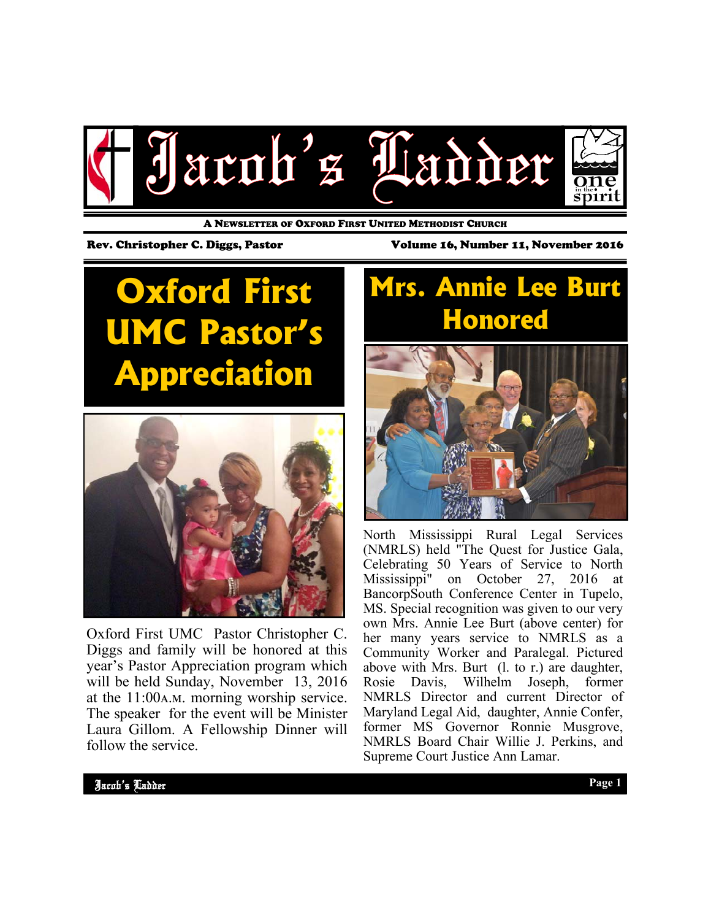# Jacob's Ladder

A Newsletter of Oxford First United Methodist Church

Rev. Christopher C. Diggs, Pastor

Volume 16, Number 11, November 2016

## Oxford First UMC Pastor's Appreciation

Oxford First UMC Pastor Christopher C. Diggs and family will be honored at this year's Pastor Appreciation program which will be held Sunday, November 13, 2016 at the 11:00A.M. morning worship service. The speaker for the event will be Minister Laura Gillom. A Fellowship Dinner will follow the service.

## Mrs. Annie Lee Burt Honored

North Mississippi Rural Legal Services (NMRLS) held "The Quest for Justice Gala, Celebrating 50 Years of Service to North Mississippi" on October 27, 2016 at BancorpSouth Conference Center in Tupelo, MS. Special recognition was given to our very own Mrs. Annie Lee Burt (above center) for her many years service to NMRLS as a Community Worker and Paralegal. Pictured above with Mrs. Burt (l. to r.) are daughter, Rosie Davis, Wilhelm Joseph, former NMRLS Director and current Director of Maryland Legal Aid, daughter, Annie Confer, former MS Governor Ronnie Musgrove, NMRLS Board Chair Willie J. Perkins, and Supreme Court Justice Ann Lamar.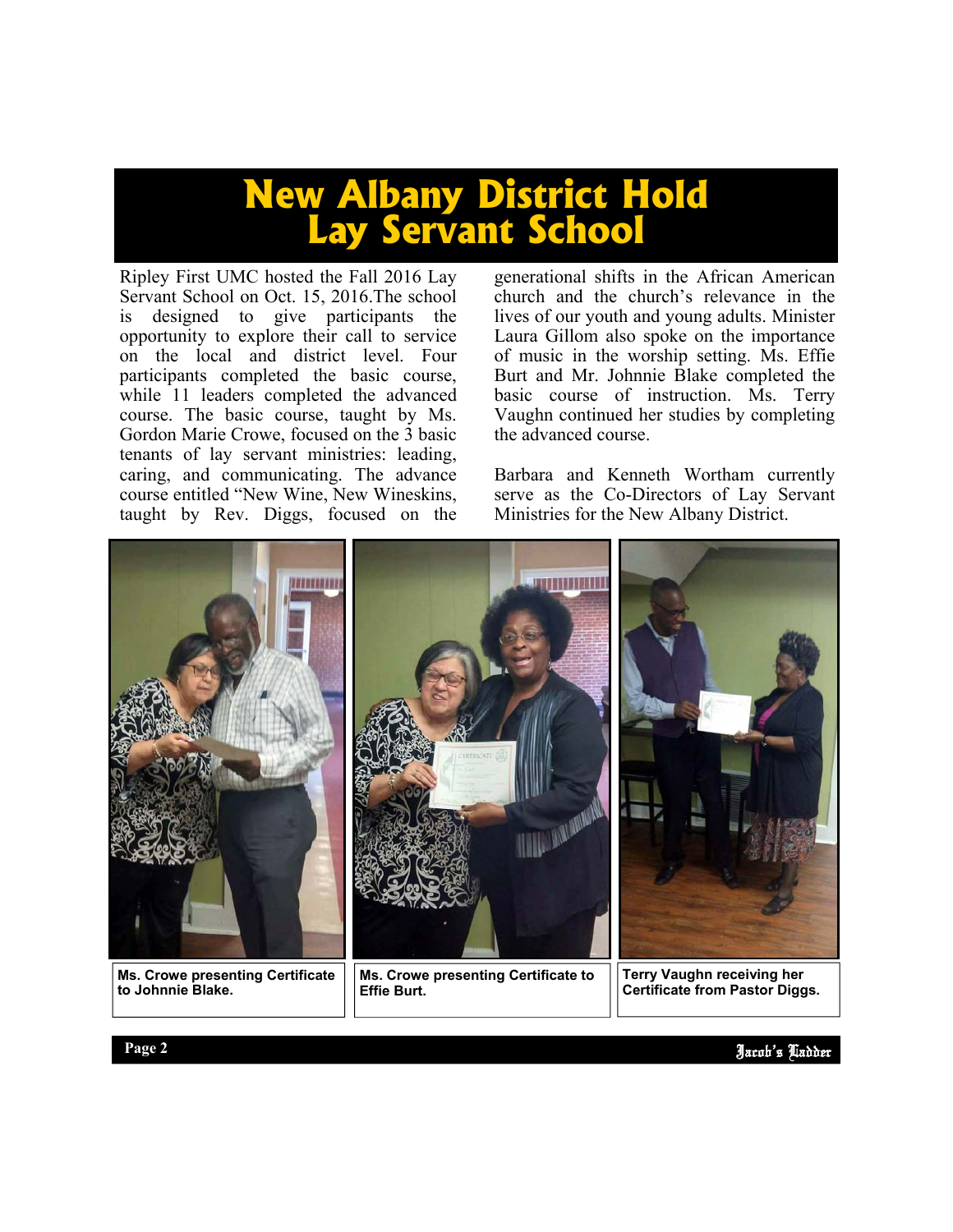# New Albany District Hold Lay Servant School

Ripley First UMC hosted the Fall 2016 Lay Servant School on Oct. 15, 2016.The school is designed to give participants the opportunity to explore their call to service on the local and district level. Four participants completed the basic course, while 11 leaders completed the advanced course. The basic course, taught by Ms. Gordon Marie Crowe, focused on the 3 basic tenants of lay servant ministries: leading, caring, and communicating. The advance course entitled "New Wine, New Wineskins, taught by Rev. Diggs, focused on the generational shifts in the African American church and the church's relevance in the lives of our youth and young adults. Minister Laura Gillom also spoke on the importance of music in the worship setting. Ms. Effie Burt and Mr. Johnnie Blake completed the basic course of instruction. Ms. Terry Vaughn continued her studies by completing the advanced course.

Barbara and Kenneth Wortham currently serve as the Co-Directors of Lay Servant Ministries for the New Albany District.

**Ms. Crowe presenting Certificate to Johnnie Blake.**

**Ms. Crowe presenting Certificate to Effie Burt.**

**Terry Vaughn receiving her Certificate from Pastor Diggs.**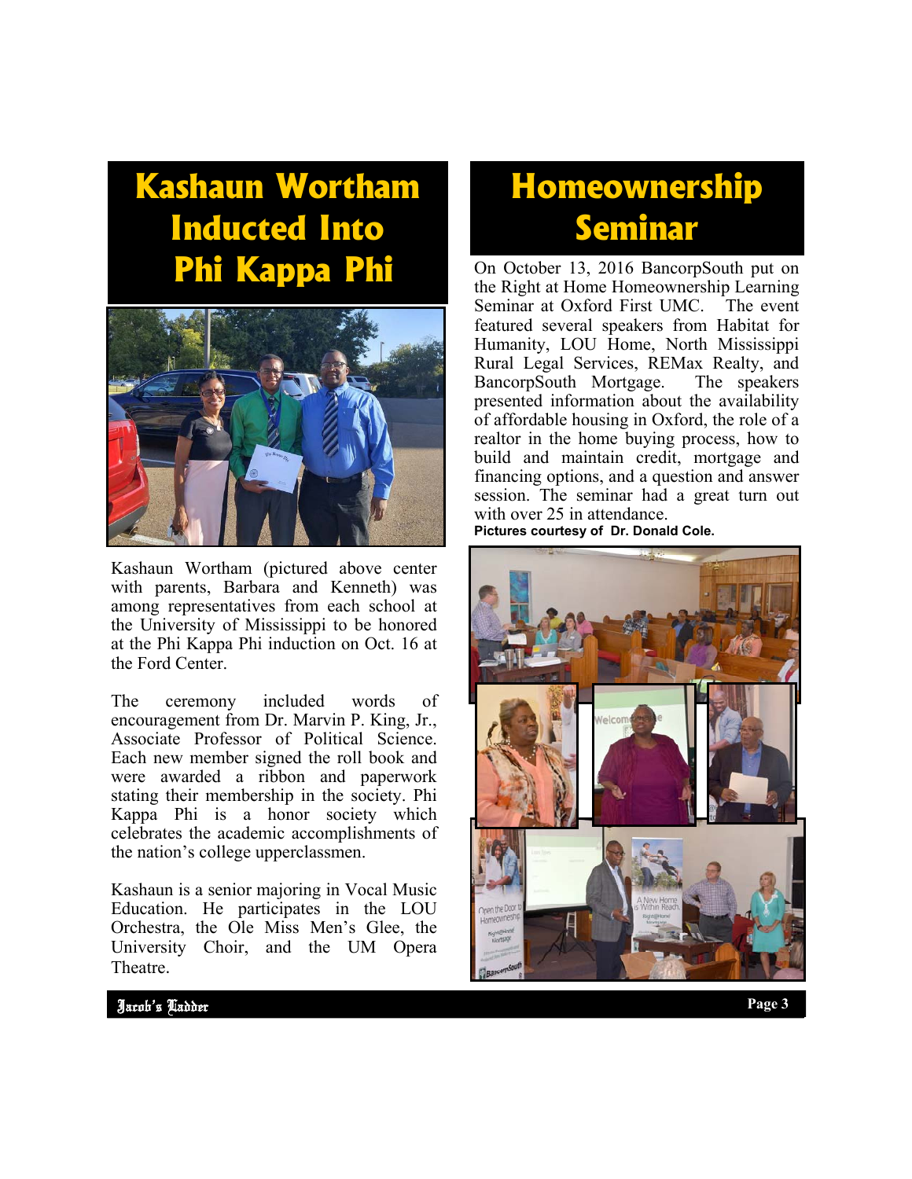# Kashaun Wortham Inducted Into Phi Kappa Phi

Kashaun Wortham (pictured above center with parents, Barbara and Kenneth) was among representatives from each school at the University of Mississippi to be honored at the Phi Kappa Phi induction on Oct. 16 at the Ford Center.

The ceremony included words of encouragement from Dr. Marvin P. King, Jr., Associate Professor of Political Science. Each new member signed the roll book and were awarded a ribbon and paperwork stating their membership in the society. Phi Kappa Phi is a honor society which celebrates the academic accomplishments of the nation's college upperclassmen.

Kashaun is a senior majoring in Vocal Music Education. He participates in the LOU Orchestra, the Ole Miss Men's Glee, the University Choir, and the UM Opera Theatre.

# Homeownership Seminar

On October 13, 2016 BancorpSouth put on the Right at Home Homeownership Learning Seminar at Oxford First UMC. The event featured several speakers from Habitat for Humanity, LOU Home, North Mississippi Rural Legal Services, REMax Realty, and BancorpSouth Mortgage. The speakers presented information about the availability of affordable housing in Oxford, the role of a realtor in the home buying process, how to build and maintain credit, mortgage and financing options, and a question and answer session. The seminar had a great turn out with over 25 in attendance.

**Pictures courtesy of Dr. Donald Cole.**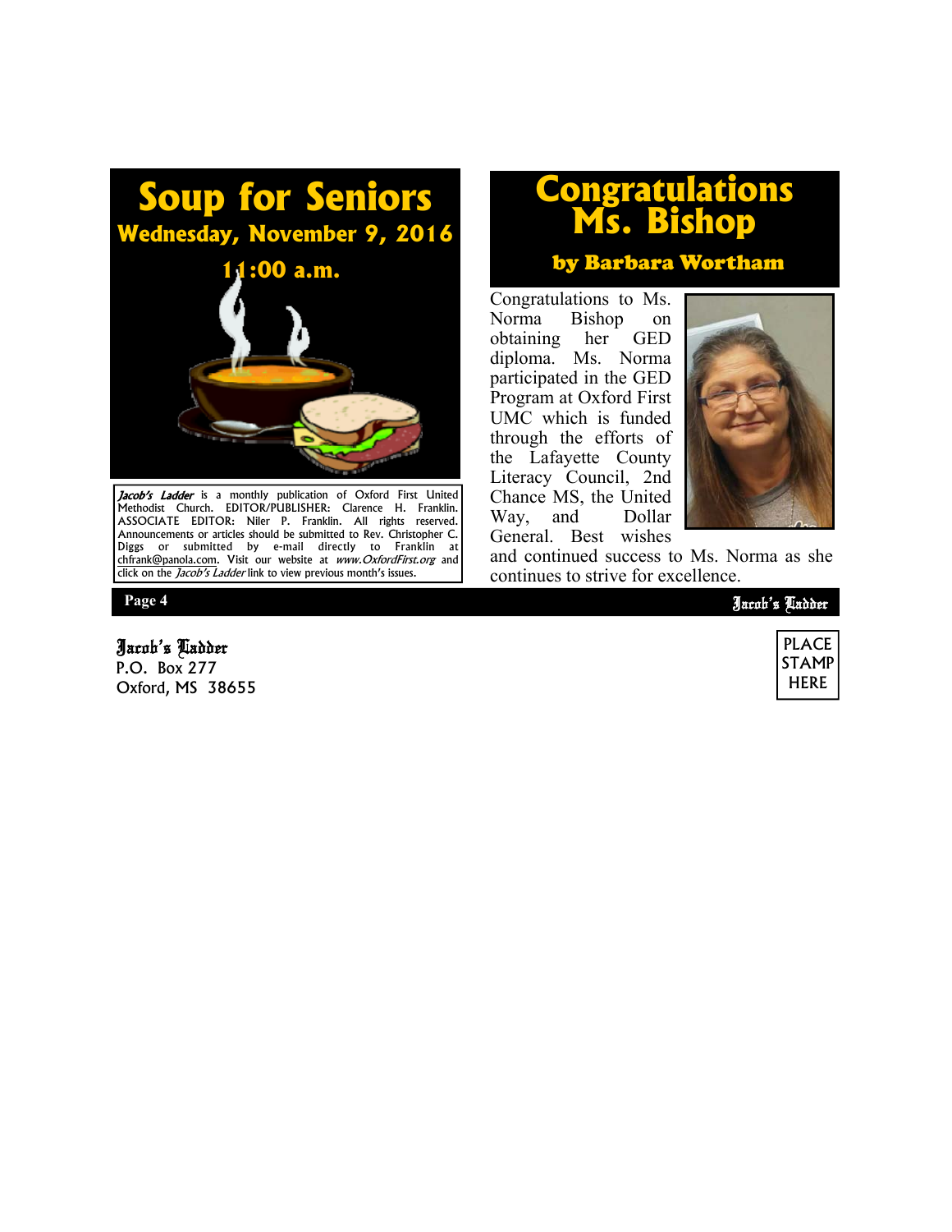# Soup for Seniors

**Wednesday, November 9, 2016**

**11:00 a.m.**

*Jacob's Ladder* is a monthly publication of Oxford First United Methodist Church. EDITOR/PUBLISHER: Clarence H. Franklin. ASSOCIATE EDITOR: Niler P. Franklin. All rights reserved. Announcements or articles should be submitted to Rev. Christopher C. Diggs or submitted by e-mail directly to Franklin at chfrank@panola.com. Visit our website at *www.OxfordFirst.org* and click on the *Jacob's Ladder* link to view previous month's issues.

# Congratulations Ms. Bishop

**by Barbara Wortham**

Congratulations to Ms. Norma Bishop on obtaining her GED diploma. Ms. Norma participated in the GED Program at Oxford First UMC which is funded through the efforts of the Lafayette County Literacy Council, 2nd Chance MS, the United Way, and Dollar General. Best wishes and continued success to Ms. Norma as she continues to strive for excellence.

Jacob's Ladder
P.O. Box 277
Oxford, MS 38655

PLACE STAMP HERE